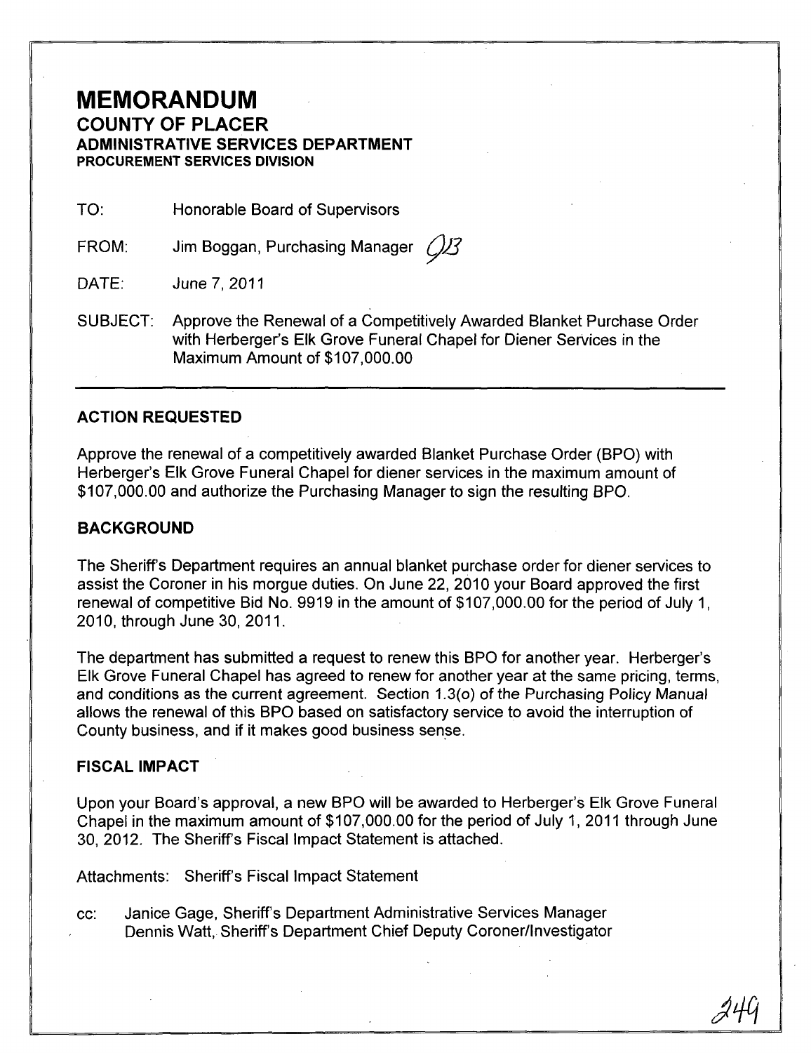# MEMORANDUM

## COUNTY OF PLACER

### ADMINISTRATIVE SERVICES DEPARTMENT

**PROCUREMENT SERVICES DIVISION**

TO: Honorable Board of Supervisors

FROM: Jim Boggan, Purchasing Manager

DATE: June 7, 2011

SUBJECT: Approve the Renewal of a Competitively Awarded Blanket Purchase Order with Herberger's Elk Grove Funeral Chapel for Diener Services in the Maximum Amount of $107,000.00

---

### ACTION REQUESTED

Approve the renewal of a competitively awarded Blanket Purchase Order (BPO) with Herberger's Elk Grove Funeral Chapel for diener services in the maximum amount of $107,000.00 and authorize the Purchasing Manager to sign the resulting BPO.

### BACKGROUND

The Sheriff's Department requires an annual blanket purchase order for diener services to assist the Coroner in his morgue duties. On June 22, 2010 your Board approved the first renewal of competitive Bid No. 9919 in the amount of $107,000.00 for the period of July 1, 2010, through June 30, 2011.

The department has submitted a request to renew this BPO for another year. Herberger's Elk Grove Funeral Chapel has agreed to renew for another year at the same pricing, terms, and conditions as the current agreement. Section 1.3(o) of the Purchasing Policy Manual allows the renewal of this BPO based on satisfactory service to avoid the interruption of County business, and if it makes good business sense.

### FISCAL IMPACT

Upon your Board's approval, a new BPO will be awarded to Herberger's Elk Grove Funeral Chapel in the maximum amount of $107,000.00 for the period of July 1, 2011 through June 30, 2012. The Sheriff's Fiscal Impact Statement is attached.

Attachments: Sheriff's Fiscal Impact Statement

cc: Janice Gage, Sheriff's Department Administrative Services Manager
Dennis Watt, Sheriff's Department Chief Deputy Coroner/Investigator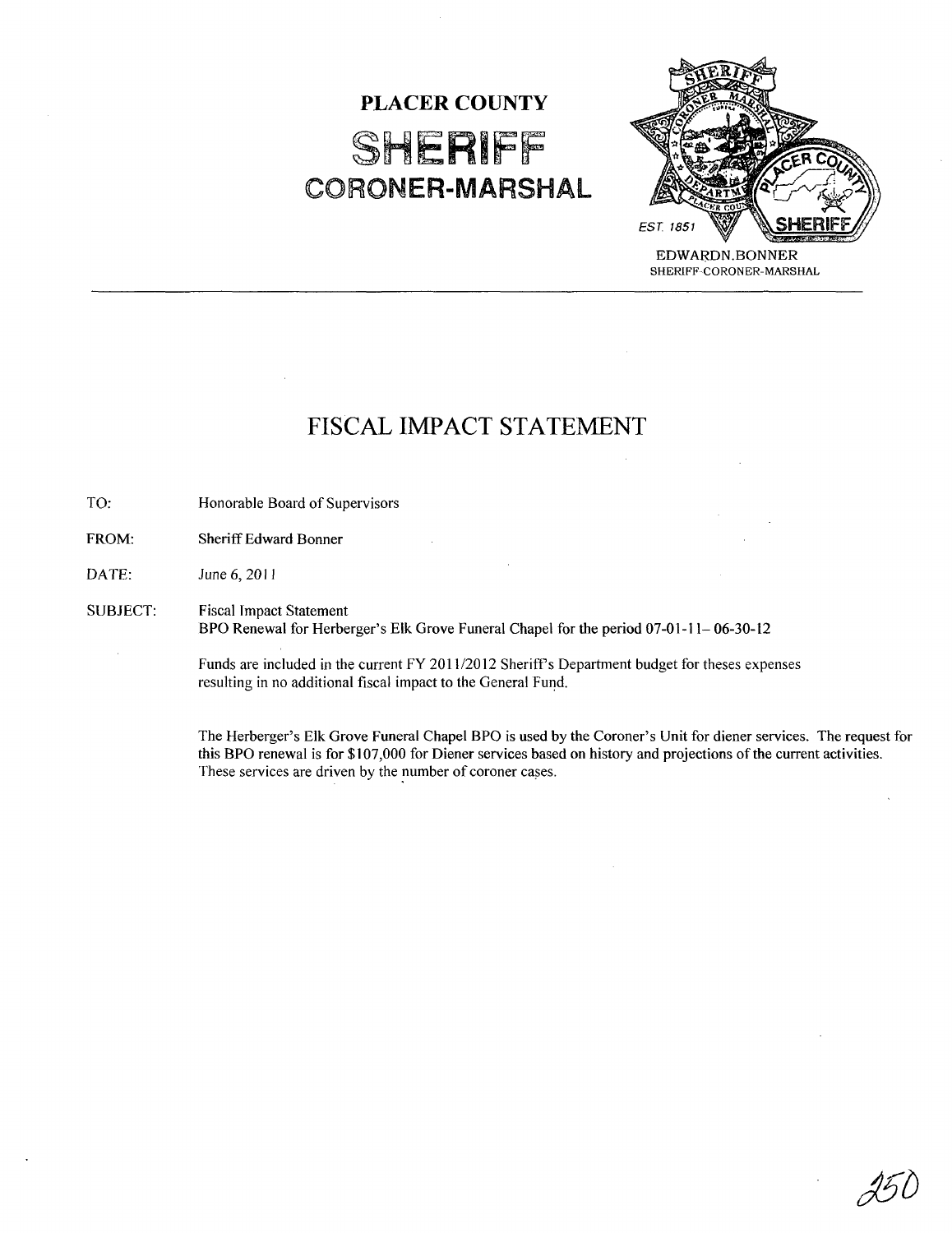**PLACER COUNTY**

# SHERIFF

**CORONER-MARSHAL**

EST. 1851

EDWARDN.BONNER
SHERIFF-CORONER-MARSHAL

---

# FISCAL IMPACT STATEMENT

TO: Honorable Board of Supervisors

FROM: Sheriff Edward Bonner

DATE: June 6, 2011

SUBJECT: Fiscal Impact Statement
BPO Renewal for Herberger's Elk Grove Funeral Chapel for the period 07-01-11– 06-30-12

Funds are included in the current FY 2011/2012 Sheriff's Department budget for theses expenses resulting in no additional fiscal impact to the General Fund.

The Herberger's Elk Grove Funeral Chapel BPO is used by the Coroner's Unit for diener services. The request for this BPO renewal is for $107,000 for Diener services based on history and projections of the current activities. These services are driven by the number of coroner cases.